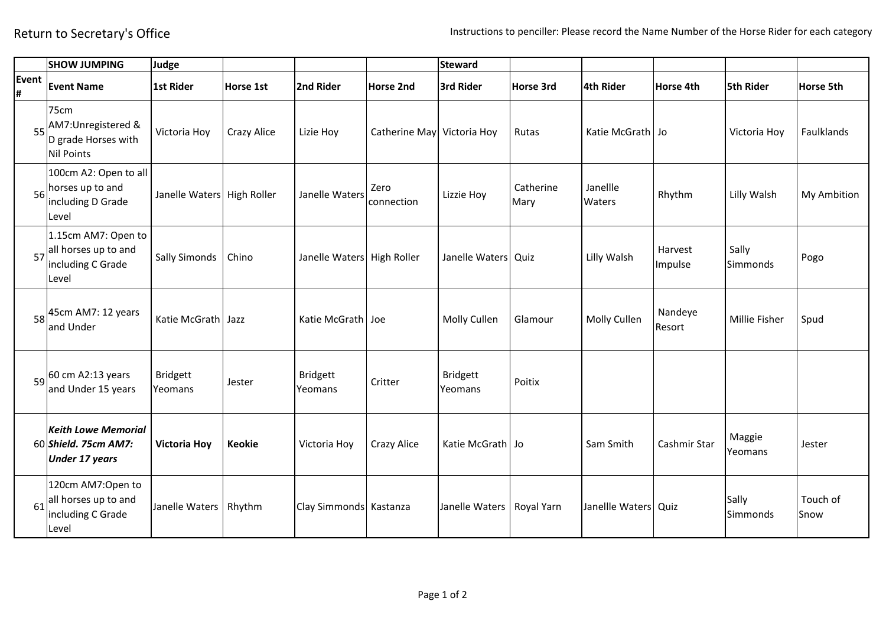Return to Secretary's Office

Instructions to penciller: Please record the Name Number of the Horse Rider for each category

| | SHOW JUMPING | Judge | | | | Steward | | | | | |
|---|---|---|---|---|---|---|---|---|---|---|---|
| Event # | Event Name | 1st Rider | Horse 1st | 2nd Rider | Horse 2nd | 3rd Rider | Horse 3rd | 4th Rider | Horse 4th | 5th Rider | Horse 5th |
| 55 | 75cm AM7:Unregistered & D grade Horses with Nil Points | Victoria Hoy | Crazy Alice | Lizie Hoy | Catherine May | Victoria Hoy | Rutas | Katie McGrath | Jo | Victoria Hoy | Faulklands |
| 56 | 100cm A2: Open to all horses up to and including D Grade Level | Janelle Waters | High Roller | Janelle Waters | Zero connection | Lizzie Hoy | Catherine Mary | Janellle Waters | Rhythm | Lilly Walsh | My Ambition |
| 57 | 1.15cm AM7: Open to all horses up to and including C Grade Level | Sally Simonds | Chino | Janelle Waters | High Roller | Janelle Waters | Quiz | Lilly Walsh | Harvest Impulse | Sally Simmonds | Pogo |
| 58 | 45cm AM7: 12 years and Under | Katie McGrath | Jazz | Katie McGrath | Joe | Molly Cullen | Glamour | Molly Cullen | Nandeye Resort | Millie Fisher | Spud |
| 59 | 60 cm A2:13 years and Under 15 years | Bridgett Yeomans | Jester | Bridgett Yeomans | Critter | Bridgett Yeomans | Poitix | | | | |
| 60 | ***Keith Lowe Memorial Shield. 75cm AM7: Under 17 years*** | **Victoria Hoy** | **Keokie** | Victoria Hoy | Crazy Alice | Katie McGrath | Jo | Sam Smith | Cashmir Star | Maggie Yeomans | Jester |
| 61 | 120cm AM7:Open to all horses up to and including C Grade Level | Janelle Waters | Rhythm | Clay Simmonds | Kastanza | Janelle Waters | Royal Yarn | Janellle Waters | Quiz | Sally Simmonds | Touch of Snow |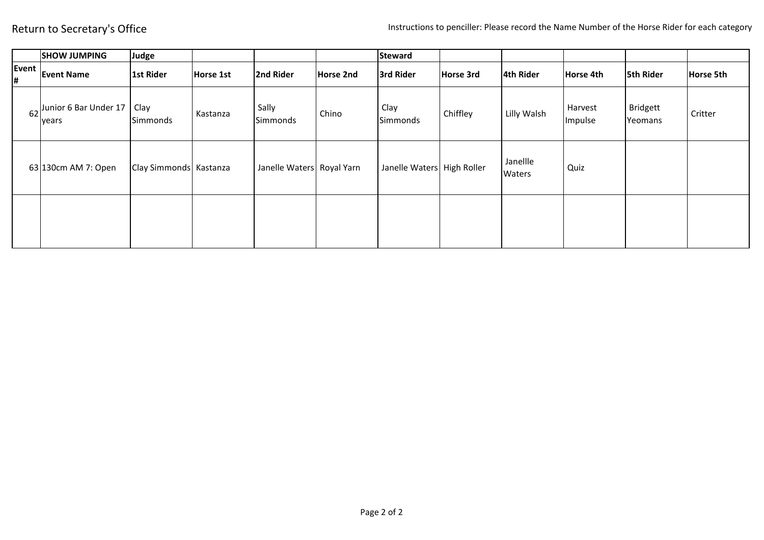Return to Secretary's Office

Instructions to penciller: Please record the Name Number of the Horse Rider for each category

| | SHOW JUMPING | Judge | | | | Steward | | | | | |
|---|---|---|---|---|---|---|---|---|---|---|---|
| Event # | Event Name | 1st Rider | Horse 1st | 2nd Rider | Horse 2nd | 3rd Rider | Horse 3rd | 4th Rider | Horse 4th | 5th Rider | Horse 5th |
| 62 | Junior 6 Bar Under 17 years | Clay Simmonds | Kastanza | Sally Simmonds | Chino | Clay Simmonds | Chiffley | Lilly Walsh | Harvest Impulse | Bridgett Yeomans | Critter |
| 63 | 130cm AM 7: Open | Clay Simmonds | Kastanza | Janelle Waters | Royal Yarn | Janelle Waters | High Roller | Janellle Waters | Quiz | | |
| | | | | | | | | | | | |